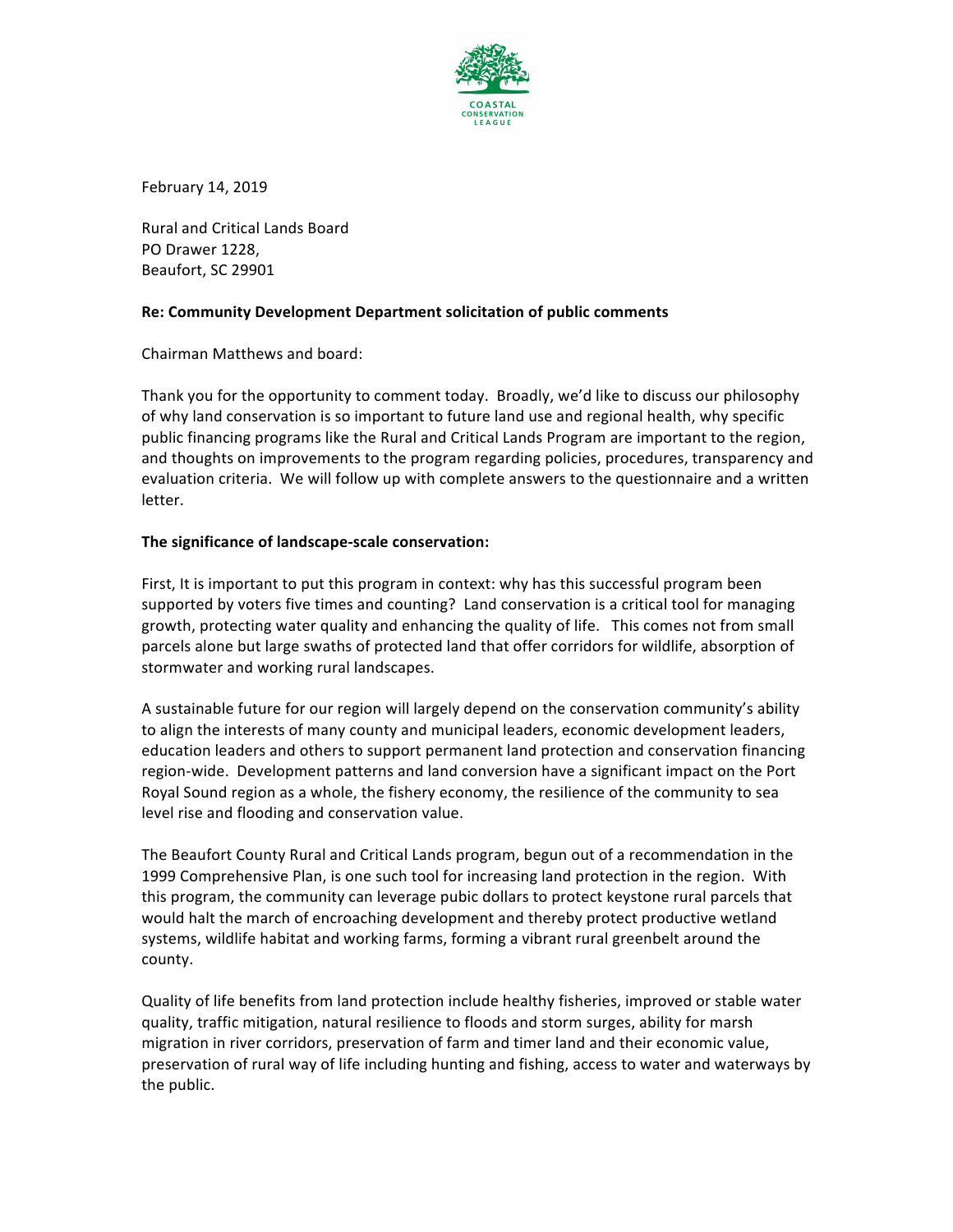COASTAL CONSERVATION LEAGUE

February 14, 2019

Rural and Critical Lands Board
PO Drawer 1228,
Beaufort, SC 29901

**Re: Community Development Department solicitation of public comments**

Chairman Matthews and board:

Thank you for the opportunity to comment today. Broadly, we'd like to discuss our philosophy of why land conservation is so important to future land use and regional health, why specific public financing programs like the Rural and Critical Lands Program are important to the region, and thoughts on improvements to the program regarding policies, procedures, transparency and evaluation criteria. We will follow up with complete answers to the questionnaire and a written letter.

**The significance of landscape-scale conservation:**

First, It is important to put this program in context: why has this successful program been supported by voters five times and counting? Land conservation is a critical tool for managing growth, protecting water quality and enhancing the quality of life. This comes not from small parcels alone but large swaths of protected land that offer corridors for wildlife, absorption of stormwater and working rural landscapes.

A sustainable future for our region will largely depend on the conservation community's ability to align the interests of many county and municipal leaders, economic development leaders, education leaders and others to support permanent land protection and conservation financing region-wide. Development patterns and land conversion have a significant impact on the Port Royal Sound region as a whole, the fishery economy, the resilience of the community to sea level rise and flooding and conservation value.

The Beaufort County Rural and Critical Lands program, begun out of a recommendation in the 1999 Comprehensive Plan, is one such tool for increasing land protection in the region. With this program, the community can leverage pubic dollars to protect keystone rural parcels that would halt the march of encroaching development and thereby protect productive wetland systems, wildlife habitat and working farms, forming a vibrant rural greenbelt around the county.

Quality of life benefits from land protection include healthy fisheries, improved or stable water quality, traffic mitigation, natural resilience to floods and storm surges, ability for marsh migration in river corridors, preservation of farm and timer land and their economic value, preservation of rural way of life including hunting and fishing, access to water and waterways by the public.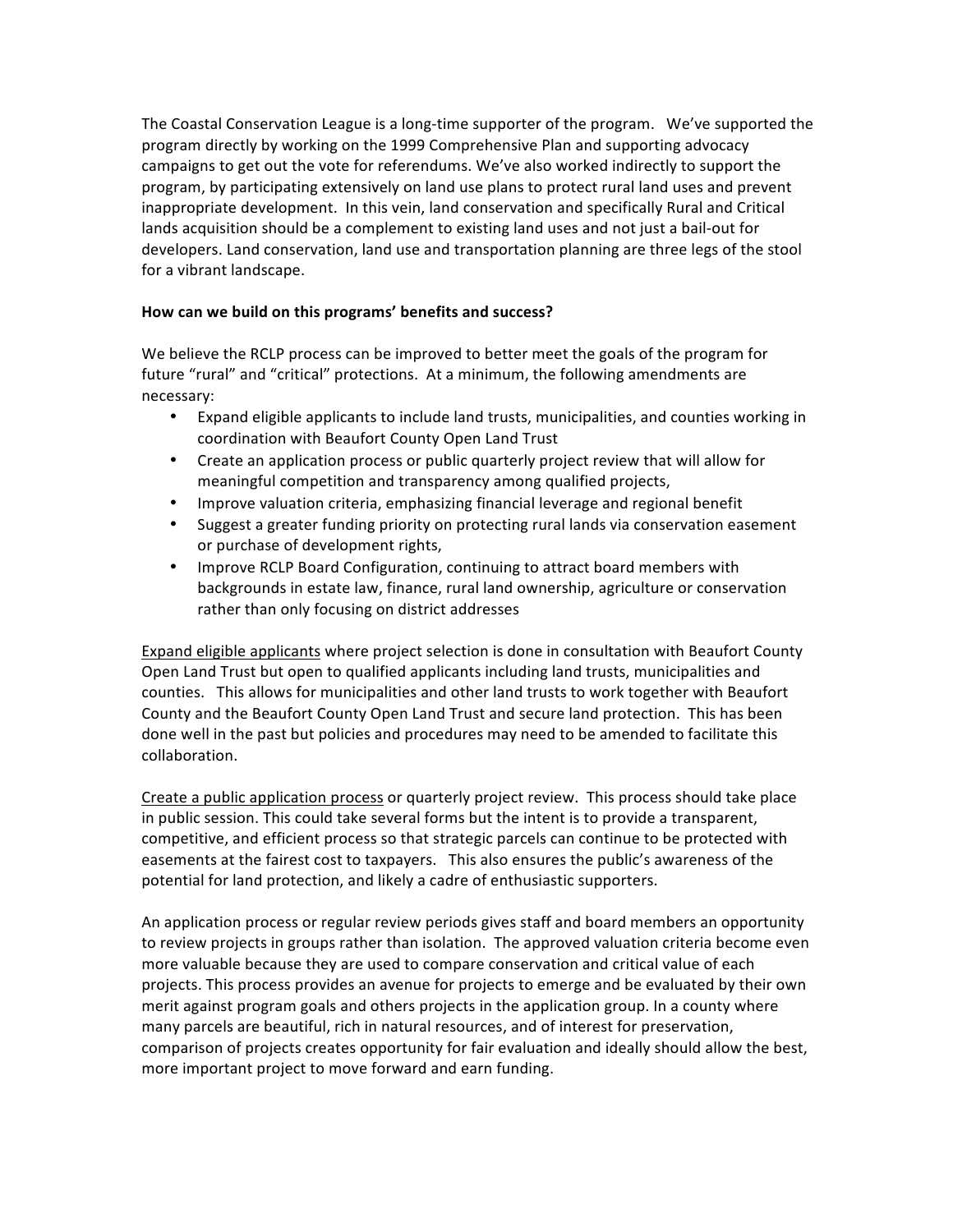The Coastal Conservation League is a long-time supporter of the program. We've supported the program directly by working on the 1999 Comprehensive Plan and supporting advocacy campaigns to get out the vote for referendums. We've also worked indirectly to support the program, by participating extensively on land use plans to protect rural land uses and prevent inappropriate development. In this vein, land conservation and specifically Rural and Critical lands acquisition should be a complement to existing land uses and not just a bail-out for developers. Land conservation, land use and transportation planning are three legs of the stool for a vibrant landscape.

**How can we build on this programs' benefits and success?**

We believe the RCLP process can be improved to better meet the goals of the program for future "rural" and "critical" protections. At a minimum, the following amendments are necessary:

- Expand eligible applicants to include land trusts, municipalities, and counties working in coordination with Beaufort County Open Land Trust
- Create an application process or public quarterly project review that will allow for meaningful competition and transparency among qualified projects,
- Improve valuation criteria, emphasizing financial leverage and regional benefit
- Suggest a greater funding priority on protecting rural lands via conservation easement or purchase of development rights,
- Improve RCLP Board Configuration, continuing to attract board members with backgrounds in estate law, finance, rural land ownership, agriculture or conservation rather than only focusing on district addresses

<u>Expand eligible applicants</u> where project selection is done in consultation with Beaufort County Open Land Trust but open to qualified applicants including land trusts, municipalities and counties. This allows for municipalities and other land trusts to work together with Beaufort County and the Beaufort County Open Land Trust and secure land protection. This has been done well in the past but policies and procedures may need to be amended to facilitate this collaboration.

<u>Create a public application process</u> or quarterly project review. This process should take place in public session. This could take several forms but the intent is to provide a transparent, competitive, and efficient process so that strategic parcels can continue to be protected with easements at the fairest cost to taxpayers. This also ensures the public's awareness of the potential for land protection, and likely a cadre of enthusiastic supporters.

An application process or regular review periods gives staff and board members an opportunity to review projects in groups rather than isolation. The approved valuation criteria become even more valuable because they are used to compare conservation and critical value of each projects. This process provides an avenue for projects to emerge and be evaluated by their own merit against program goals and others projects in the application group. In a county where many parcels are beautiful, rich in natural resources, and of interest for preservation, comparison of projects creates opportunity for fair evaluation and ideally should allow the best, more important project to move forward and earn funding.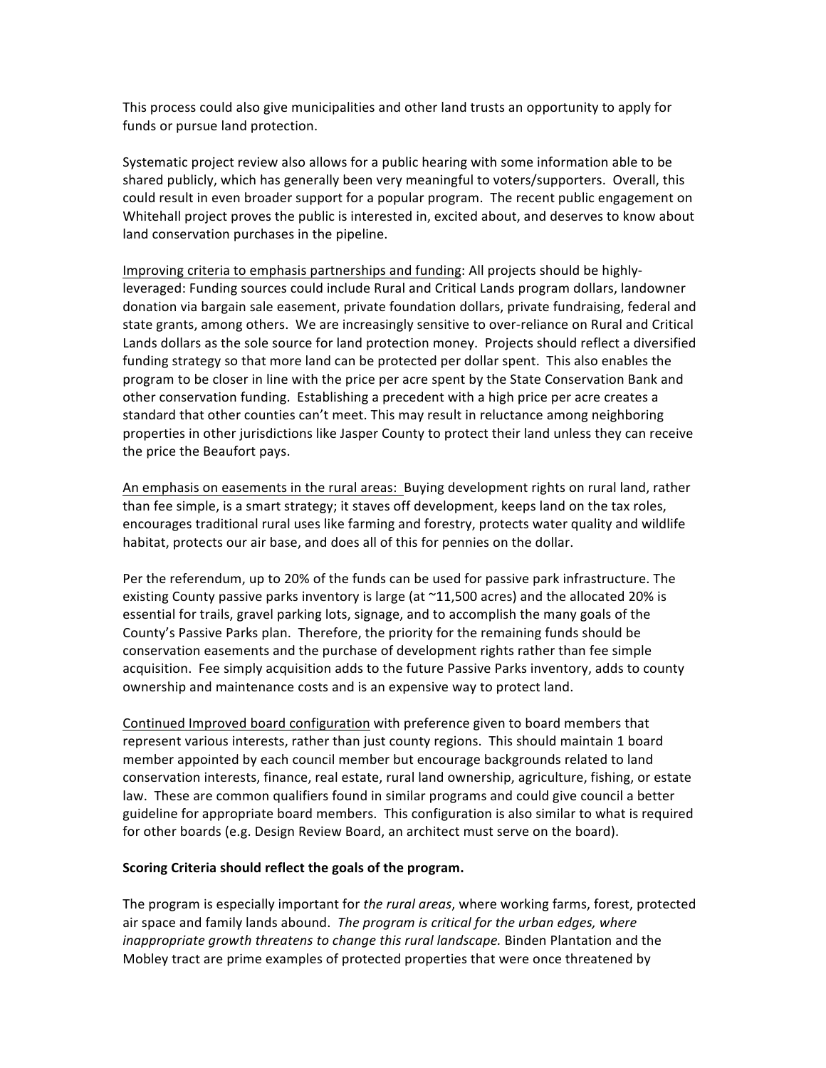This process could also give municipalities and other land trusts an opportunity to apply for funds or pursue land protection.

Systematic project review also allows for a public hearing with some information able to be shared publicly, which has generally been very meaningful to voters/supporters. Overall, this could result in even broader support for a popular program. The recent public engagement on Whitehall project proves the public is interested in, excited about, and deserves to know about land conservation purchases in the pipeline.

<u>Improving criteria to emphasis partnerships and funding</u>: All projects should be highly-leveraged: Funding sources could include Rural and Critical Lands program dollars, landowner donation via bargain sale easement, private foundation dollars, private fundraising, federal and state grants, among others. We are increasingly sensitive to over-reliance on Rural and Critical Lands dollars as the sole source for land protection money. Projects should reflect a diversified funding strategy so that more land can be protected per dollar spent. This also enables the program to be closer in line with the price per acre spent by the State Conservation Bank and other conservation funding. Establishing a precedent with a high price per acre creates a standard that other counties can't meet. This may result in reluctance among neighboring properties in other jurisdictions like Jasper County to protect their land unless they can receive the price the Beaufort pays.

<u>An emphasis on easements in the rural areas:</u> Buying development rights on rural land, rather than fee simple, is a smart strategy; it staves off development, keeps land on the tax roles, encourages traditional rural uses like farming and forestry, protects water quality and wildlife habitat, protects our air base, and does all of this for pennies on the dollar.

Per the referendum, up to 20% of the funds can be used for passive park infrastructure. The existing County passive parks inventory is large (at ~11,500 acres) and the allocated 20% is essential for trails, gravel parking lots, signage, and to accomplish the many goals of the County's Passive Parks plan. Therefore, the priority for the remaining funds should be conservation easements and the purchase of development rights rather than fee simple acquisition. Fee simply acquisition adds to the future Passive Parks inventory, adds to county ownership and maintenance costs and is an expensive way to protect land.

<u>Continued Improved board configuration</u> with preference given to board members that represent various interests, rather than just county regions. This should maintain 1 board member appointed by each council member but encourage backgrounds related to land conservation interests, finance, real estate, rural land ownership, agriculture, fishing, or estate law. These are common qualifiers found in similar programs and could give council a better guideline for appropriate board members. This configuration is also similar to what is required for other boards (e.g. Design Review Board, an architect must serve on the board).

**Scoring Criteria should reflect the goals of the program.**

The program is especially important for *the rural areas*, where working farms, forest, protected air space and family lands abound. *The program is critical for the urban edges, where inappropriate growth threatens to change this rural landscape.* Binden Plantation and the Mobley tract are prime examples of protected properties that were once threatened by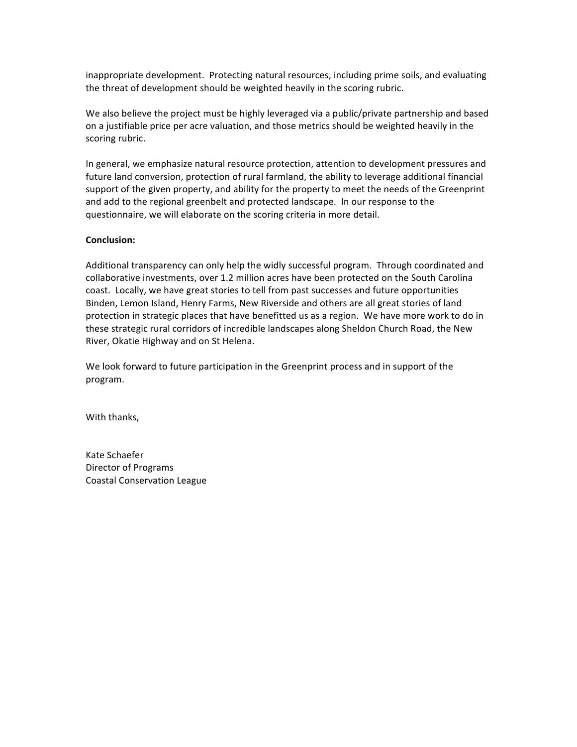inappropriate development. Protecting natural resources, including prime soils, and evaluating the threat of development should be weighted heavily in the scoring rubric.

We also believe the project must be highly leveraged via a public/private partnership and based on a justifiable price per acre valuation, and those metrics should be weighted heavily in the scoring rubric.

In general, we emphasize natural resource protection, attention to development pressures and future land conversion, protection of rural farmland, the ability to leverage additional financial support of the given property, and ability for the property to meet the needs of the Greenprint and add to the regional greenbelt and protected landscape. In our response to the questionnaire, we will elaborate on the scoring criteria in more detail.

**Conclusion:**

Additional transparency can only help the widly successful program. Through coordinated and collaborative investments, over 1.2 million acres have been protected on the South Carolina coast. Locally, we have great stories to tell from past successes and future opportunities Binden, Lemon Island, Henry Farms, New Riverside and others are all great stories of land protection in strategic places that have benefitted us as a region. We have more work to do in these strategic rural corridors of incredible landscapes along Sheldon Church Road, the New River, Okatie Highway and on St Helena.

We look forward to future participation in the Greenprint process and in support of the program.

With thanks,

Kate Schaefer
Director of Programs
Coastal Conservation League